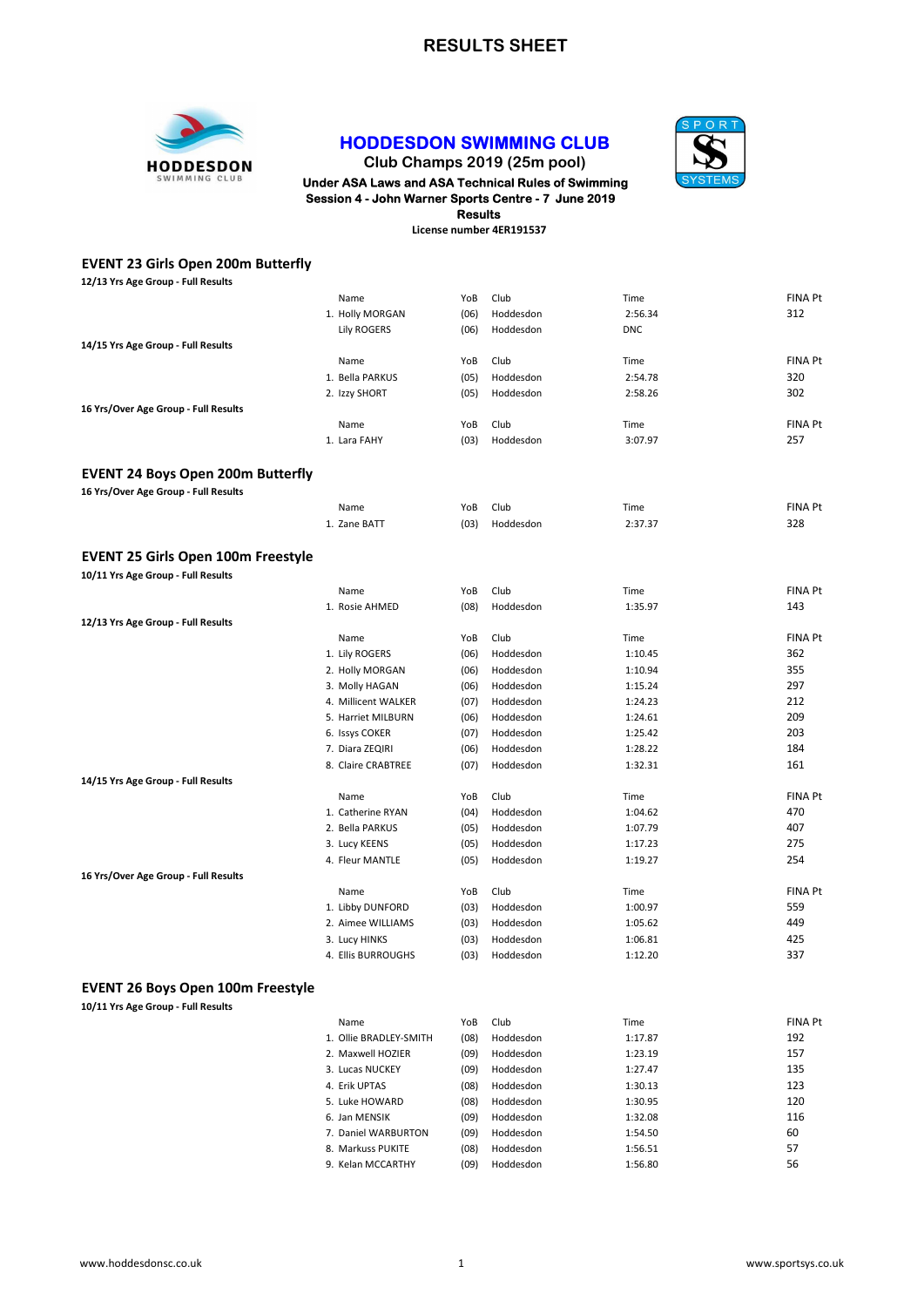# RESULTS SHEET

## HODDESDON SWIMMING CLUB

**Club Champs 2019 (25m pool)**

**Under ASA Laws and ASA Technical Rules of Swimming**

**Session 4 - John Warner Sports Centre - 7 June 2019**

**Results**

**License number 4ER191537**

### EVENT 23 Girls Open 200m Butterfly

**12/13 Yrs Age Group - Full Results**

| | Name | YoB | Club | Time | FINA Pt |
|---|---|---|---|---|---|
| 1. | Holly MORGAN | (06) | Hoddesdon | 2:56.34 | 312 |
| | Lily ROGERS | (06) | Hoddesdon | DNC | |

**14/15 Yrs Age Group - Full Results**

| | Name | YoB | Club | Time | FINA Pt |
|---|---|---|---|---|---|
| 1. | Bella PARKUS | (05) | Hoddesdon | 2:54.78 | 320 |
| 2. | Izzy SHORT | (05) | Hoddesdon | 2:58.26 | 302 |

**16 Yrs/Over Age Group - Full Results**

| | Name | YoB | Club | Time | FINA Pt |
|---|---|---|---|---|---|
| 1. | Lara FAHY | (03) | Hoddesdon | 3:07.97 | 257 |

### EVENT 24 Boys Open 200m Butterfly

**16 Yrs/Over Age Group - Full Results**

| | Name | YoB | Club | Time | FINA Pt |
|---|---|---|---|---|---|
| 1. | Zane BATT | (03) | Hoddesdon | 2:37.37 | 328 |

### EVENT 25 Girls Open 100m Freestyle

**10/11 Yrs Age Group - Full Results**

| | Name | YoB | Club | Time | FINA Pt |
|---|---|---|---|---|---|
| 1. | Rosie AHMED | (08) | Hoddesdon | 1:35.97 | 143 |

**12/13 Yrs Age Group - Full Results**

| | Name | YoB | Club | Time | FINA Pt |
|---|---|---|---|---|---|
| 1. | Lily ROGERS | (06) | Hoddesdon | 1:10.45 | 362 |
| 2. | Holly MORGAN | (06) | Hoddesdon | 1:10.94 | 355 |
| 3. | Molly HAGAN | (06) | Hoddesdon | 1:15.24 | 297 |
| 4. | Millicent WALKER | (07) | Hoddesdon | 1:24.23 | 212 |
| 5. | Harriet MILBURN | (06) | Hoddesdon | 1:24.61 | 209 |
| 6. | Issys COKER | (07) | Hoddesdon | 1:25.42 | 203 |
| 7. | Diara ZEQIRI | (06) | Hoddesdon | 1:28.22 | 184 |
| 8. | Claire CRABTREE | (07) | Hoddesdon | 1:32.31 | 161 |

**14/15 Yrs Age Group - Full Results**

| | Name | YoB | Club | Time | FINA Pt |
|---|---|---|---|---|---|
| 1. | Catherine RYAN | (04) | Hoddesdon | 1:04.62 | 470 |
| 2. | Bella PARKUS | (05) | Hoddesdon | 1:07.79 | 407 |
| 3. | Lucy KEENS | (05) | Hoddesdon | 1:17.23 | 275 |
| 4. | Fleur MANTLE | (05) | Hoddesdon | 1:19.27 | 254 |

**16 Yrs/Over Age Group - Full Results**

| | Name | YoB | Club | Time | FINA Pt |
|---|---|---|---|---|---|
| 1. | Libby DUNFORD | (03) | Hoddesdon | 1:00.97 | 559 |
| 2. | Aimee WILLIAMS | (03) | Hoddesdon | 1:05.62 | 449 |
| 3. | Lucy HINKS | (03) | Hoddesdon | 1:06.81 | 425 |
| 4. | Ellis BURROUGHS | (03) | Hoddesdon | 1:12.20 | 337 |

### EVENT 26 Boys Open 100m Freestyle

**10/11 Yrs Age Group - Full Results**

| | Name | YoB | Club | Time | FINA Pt |
|---|---|---|---|---|---|
| 1. | Ollie BRADLEY-SMITH | (08) | Hoddesdon | 1:17.87 | 192 |
| 2. | Maxwell HOZIER | (09) | Hoddesdon | 1:23.19 | 157 |
| 3. | Lucas NUCKEY | (09) | Hoddesdon | 1:27.47 | 135 |
| 4. | Erik UPTAS | (08) | Hoddesdon | 1:30.13 | 123 |
| 5. | Luke HOWARD | (08) | Hoddesdon | 1:30.95 | 120 |
| 6. | Jan MENSIK | (09) | Hoddesdon | 1:32.08 | 116 |
| 7. | Daniel WARBURTON | (09) | Hoddesdon | 1:54.50 | 60 |
| 8. | Markuss PUKITE | (08) | Hoddesdon | 1:56.51 | 57 |
| 9. | Kelan MCCARTHY | (09) | Hoddesdon | 1:56.80 | 56 |

www.hoddesdonsc.co.uk www.sportsys.co.uk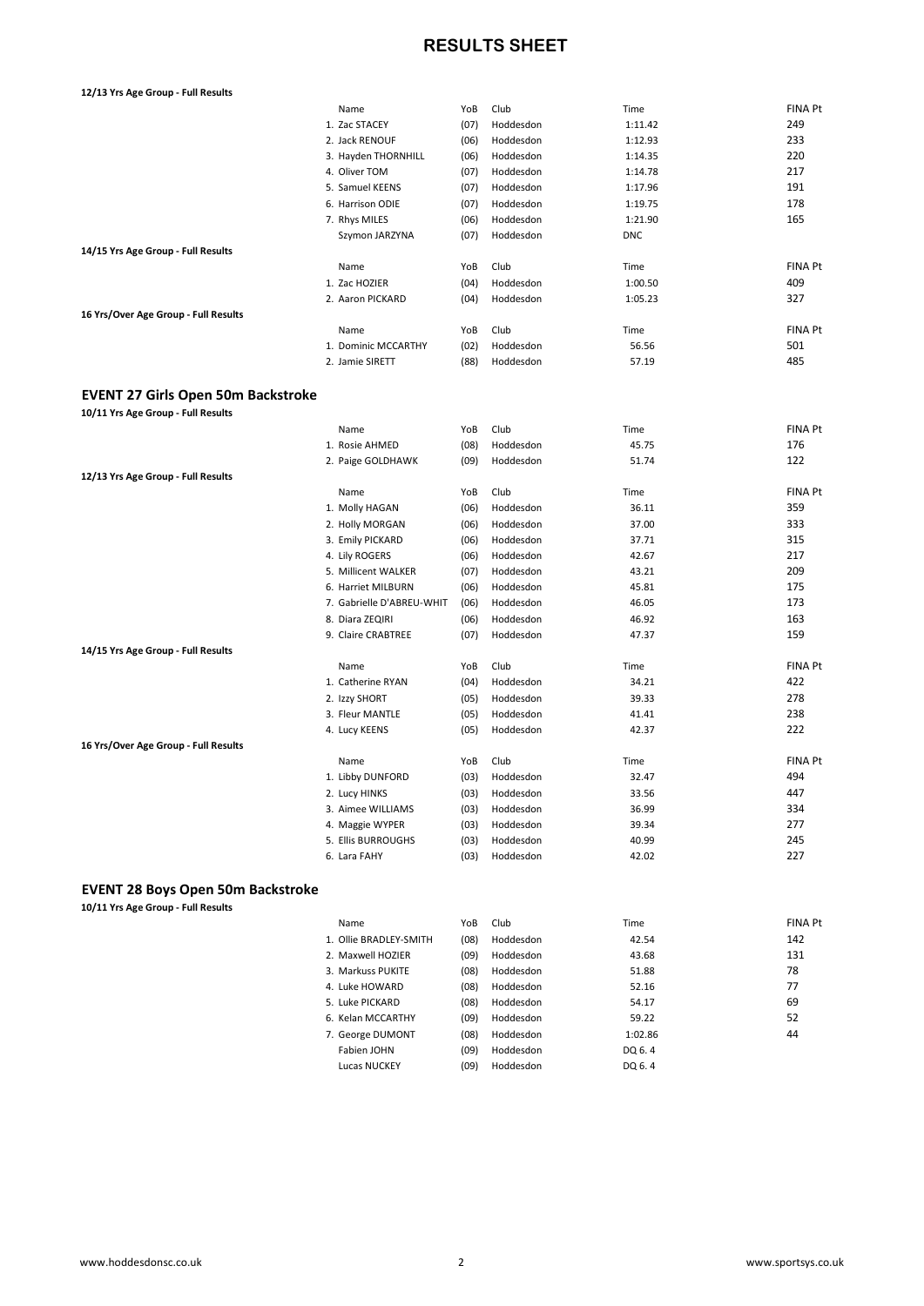# RESULTS SHEET

**12/13 Yrs Age Group - Full Results**

| Name | YoB | Club | Time | FINA Pt |
|---|---|---|---|---|
| 1. Zac STACEY | (07) | Hoddesdon | 1:11.42 | 249 |
| 2. Jack RENOUF | (06) | Hoddesdon | 1:12.93 | 233 |
| 3. Hayden THORNHILL | (06) | Hoddesdon | 1:14.35 | 220 |
| 4. Oliver TOM | (07) | Hoddesdon | 1:14.78 | 217 |
| 5. Samuel KEENS | (07) | Hoddesdon | 1:17.96 | 191 |
| 6. Harrison ODIE | (07) | Hoddesdon | 1:19.75 | 178 |
| 7. Rhys MILES | (06) | Hoddesdon | 1:21.90 | 165 |
| Szymon JARZYNA | (07) | Hoddesdon | DNC | |

**14/15 Yrs Age Group - Full Results**

| Name | YoB | Club | Time | FINA Pt |
|---|---|---|---|---|
| 1. Zac HOZIER | (04) | Hoddesdon | 1:00.50 | 409 |
| 2. Aaron PICKARD | (04) | Hoddesdon | 1:05.23 | 327 |

**16 Yrs/Over Age Group - Full Results**

| Name | YoB | Club | Time | FINA Pt |
|---|---|---|---|---|
| 1. Dominic MCCARTHY | (02) | Hoddesdon | 56.56 | 501 |
| 2. Jamie SIRETT | (88) | Hoddesdon | 57.19 | 485 |

## EVENT 27 Girls Open 50m Backstroke

**10/11 Yrs Age Group - Full Results**

| Name | YoB | Club | Time | FINA Pt |
|---|---|---|---|---|
| 1. Rosie AHMED | (08) | Hoddesdon | 45.75 | 176 |
| 2. Paige GOLDHAWK | (09) | Hoddesdon | 51.74 | 122 |

**12/13 Yrs Age Group - Full Results**

| Name | YoB | Club | Time | FINA Pt |
|---|---|---|---|---|
| 1. Molly HAGAN | (06) | Hoddesdon | 36.11 | 359 |
| 2. Holly MORGAN | (06) | Hoddesdon | 37.00 | 333 |
| 3. Emily PICKARD | (06) | Hoddesdon | 37.71 | 315 |
| 4. Lily ROGERS | (06) | Hoddesdon | 42.67 | 217 |
| 5. Millicent WALKER | (07) | Hoddesdon | 43.21 | 209 |
| 6. Harriet MILBURN | (06) | Hoddesdon | 45.81 | 175 |
| 7. Gabrielle D'ABREU-WHIT | (06) | Hoddesdon | 46.05 | 173 |
| 8. Diara ZEQIRI | (06) | Hoddesdon | 46.92 | 163 |
| 9. Claire CRABTREE | (07) | Hoddesdon | 47.37 | 159 |

**14/15 Yrs Age Group - Full Results**

| Name | YoB | Club | Time | FINA Pt |
|---|---|---|---|---|
| 1. Catherine RYAN | (04) | Hoddesdon | 34.21 | 422 |
| 2. Izzy SHORT | (05) | Hoddesdon | 39.33 | 278 |
| 3. Fleur MANTLE | (05) | Hoddesdon | 41.41 | 238 |
| 4. Lucy KEENS | (05) | Hoddesdon | 42.37 | 222 |

**16 Yrs/Over Age Group - Full Results**

| Name | YoB | Club | Time | FINA Pt |
|---|---|---|---|---|
| 1. Libby DUNFORD | (03) | Hoddesdon | 32.47 | 494 |
| 2. Lucy HINKS | (03) | Hoddesdon | 33.56 | 447 |
| 3. Aimee WILLIAMS | (03) | Hoddesdon | 36.99 | 334 |
| 4. Maggie WYPER | (03) | Hoddesdon | 39.34 | 277 |
| 5. Ellis BURROUGHS | (03) | Hoddesdon | 40.99 | 245 |
| 6. Lara FAHY | (03) | Hoddesdon | 42.02 | 227 |

## EVENT 28 Boys Open 50m Backstroke

**10/11 Yrs Age Group - Full Results**

| Name | YoB | Club | Time | FINA Pt |
|---|---|---|---|---|
| 1. Ollie BRADLEY-SMITH | (08) | Hoddesdon | 42.54 | 142 |
| 2. Maxwell HOZIER | (09) | Hoddesdon | 43.68 | 131 |
| 3. Markuss PUKITE | (08) | Hoddesdon | 51.88 | 78 |
| 4. Luke HOWARD | (08) | Hoddesdon | 52.16 | 77 |
| 5. Luke PICKARD | (08) | Hoddesdon | 54.17 | 69 |
| 6. Kelan MCCARTHY | (09) | Hoddesdon | 59.22 | 52 |
| 7. George DUMONT | (08) | Hoddesdon | 1:02.86 | 44 |
| Fabien JOHN | (09) | Hoddesdon | DQ 6. 4 | |
| Lucas NUCKEY | (09) | Hoddesdon | DQ 6. 4 | |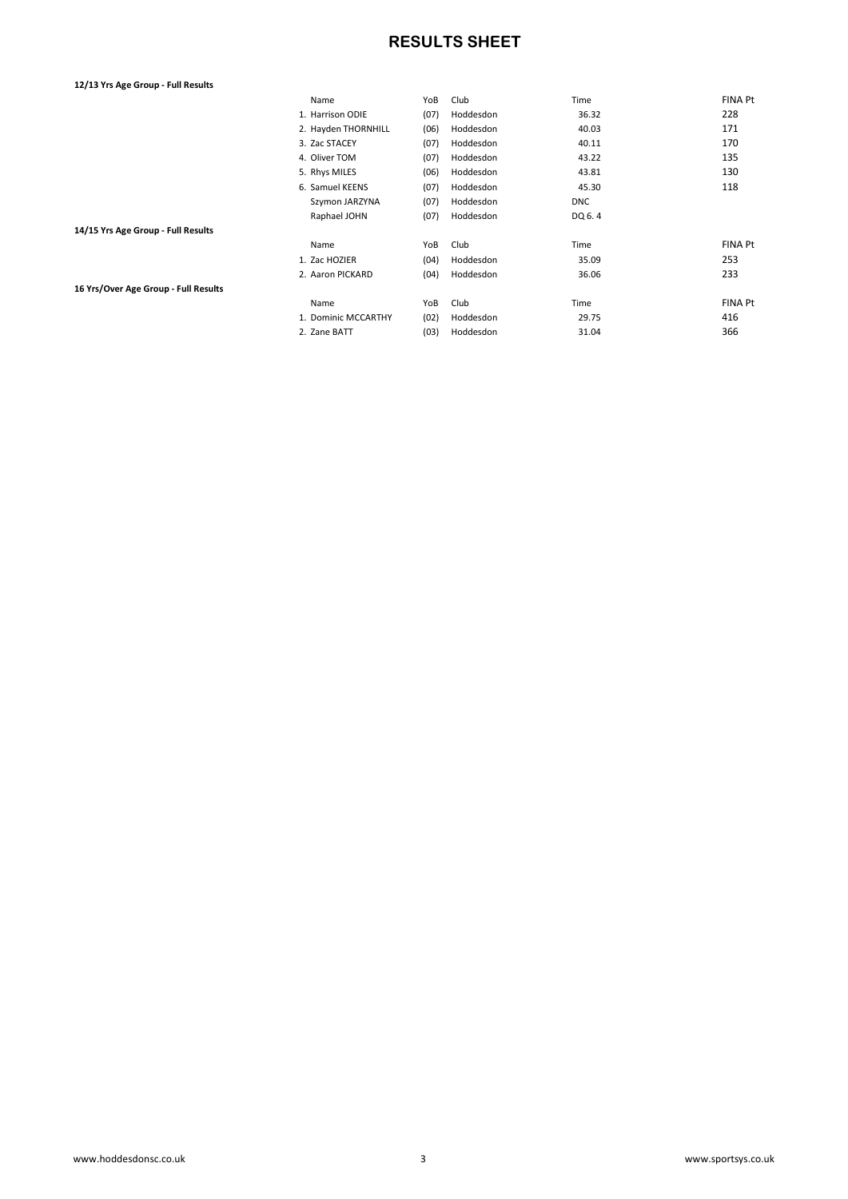# RESULTS SHEET

**12/13 Yrs Age Group - Full Results**

| Name | YoB | Club | Time | FINA Pt |
|---|---|---|---|---|
| 1. Harrison ODIE | (07) | Hoddesdon | 36.32 | 228 |
| 2. Hayden THORNHILL | (06) | Hoddesdon | 40.03 | 171 |
| 3. Zac STACEY | (07) | Hoddesdon | 40.11 | 170 |
| 4. Oliver TOM | (07) | Hoddesdon | 43.22 | 135 |
| 5. Rhys MILES | (06) | Hoddesdon | 43.81 | 130 |
| 6. Samuel KEENS | (07) | Hoddesdon | 45.30 | 118 |
| Szymon JARZYNA | (07) | Hoddesdon | DNC | |
| Raphael JOHN | (07) | Hoddesdon | DQ 6. 4 | |

**14/15 Yrs Age Group - Full Results**

| Name | YoB | Club | Time | FINA Pt |
|---|---|---|---|---|
| 1. Zac HOZIER | (04) | Hoddesdon | 35.09 | 253 |
| 2. Aaron PICKARD | (04) | Hoddesdon | 36.06 | 233 |

**16 Yrs/Over Age Group - Full Results**

| Name | YoB | Club | Time | FINA Pt |
|---|---|---|---|---|
| 1. Dominic MCCARTHY | (02) | Hoddesdon | 29.75 | 416 |
| 2. Zane BATT | (03) | Hoddesdon | 31.04 | 366 |